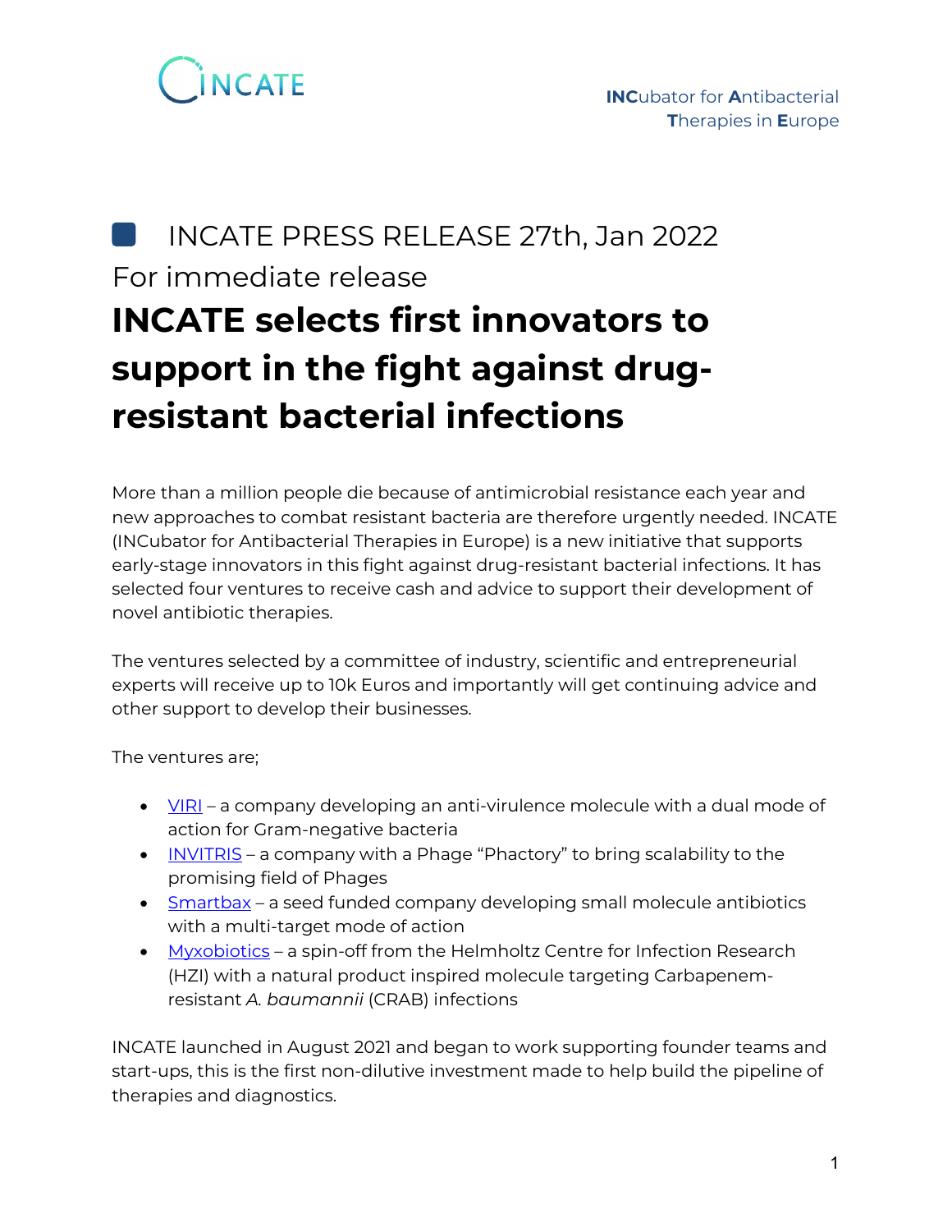INCATE

**INC**ubator for **A**ntibacterial **T**herapies in **E**urope

## INCATE PRESS RELEASE 27th, Jan 2022

For immediate release

# INCATE selects first innovators to support in the fight against drug-resistant bacterial infections

More than a million people die because of antimicrobial resistance each year and new approaches to combat resistant bacteria are therefore urgently needed. INCATE (INCubator for Antibacterial Therapies in Europe) is a new initiative that supports early-stage innovators in this fight against drug-resistant bacterial infections. It has selected four ventures to receive cash and advice to support their development of novel antibiotic therapies.

The ventures selected by a committee of industry, scientific and entrepreneurial experts will receive up to 10k Euros and importantly will get continuing advice and other support to develop their businesses.

The ventures are;

- VIRI – a company developing an anti-virulence molecule with a dual mode of action for Gram-negative bacteria
- INVITRIS – a company with a Phage "Phactory" to bring scalability to the promising field of Phages
- Smartbax – a seed funded company developing small molecule antibiotics with a multi-target mode of action
- Myxobiotics – a spin-off from the Helmholtz Centre for Infection Research (HZI) with a natural product inspired molecule targeting Carbapenem-resistant *A. baumannii* (CRAB) infections

INCATE launched in August 2021 and began to work supporting founder teams and start-ups, this is the first non-dilutive investment made to help build the pipeline of therapies and diagnostics.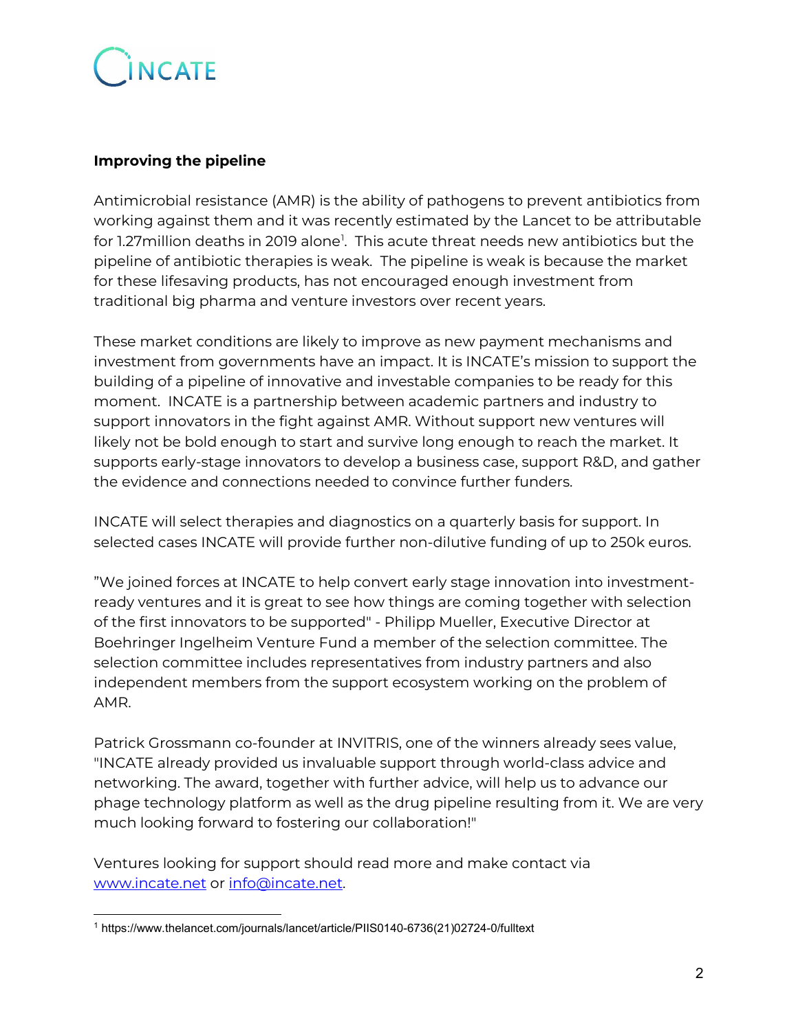INCATE

**Improving the pipeline**

Antimicrobial resistance (AMR) is the ability of pathogens to prevent antibiotics from working against them and it was recently estimated by the Lancet to be attributable for 1.27million deaths in 2019 alone[1]. This acute threat needs new antibiotics but the pipeline of antibiotic therapies is weak. The pipeline is weak is because the market for these lifesaving products, has not encouraged enough investment from traditional big pharma and venture investors over recent years.

These market conditions are likely to improve as new payment mechanisms and investment from governments have an impact. It is INCATE's mission to support the building of a pipeline of innovative and investable companies to be ready for this moment. INCATE is a partnership between academic partners and industry to support innovators in the fight against AMR. Without support new ventures will likely not be bold enough to start and survive long enough to reach the market. It supports early-stage innovators to develop a business case, support R&D, and gather the evidence and connections needed to convince further funders.

INCATE will select therapies and diagnostics on a quarterly basis for support. In selected cases INCATE will provide further non-dilutive funding of up to 250k euros.

"We joined forces at INCATE to help convert early stage innovation into investment-ready ventures and it is great to see how things are coming together with selection of the first innovators to be supported" - Philipp Mueller, Executive Director at Boehringer Ingelheim Venture Fund a member of the selection committee. The selection committee includes representatives from industry partners and also independent members from the support ecosystem working on the problem of AMR.

Patrick Grossmann co-founder at INVITRIS, one of the winners already sees value, "INCATE already provided us invaluable support through world-class advice and networking. The award, together with further advice, will help us to advance our phage technology platform as well as the drug pipeline resulting from it. We are very much looking forward to fostering our collaboration!"

Ventures looking for support should read more and make contact via [www.incate.net](http://www.incate.net) or [info@incate.net](mailto:info@incate.net).

---

[1] https://www.thelancet.com/journals/lancet/article/PIIS0140-6736(21)02724-0/fulltext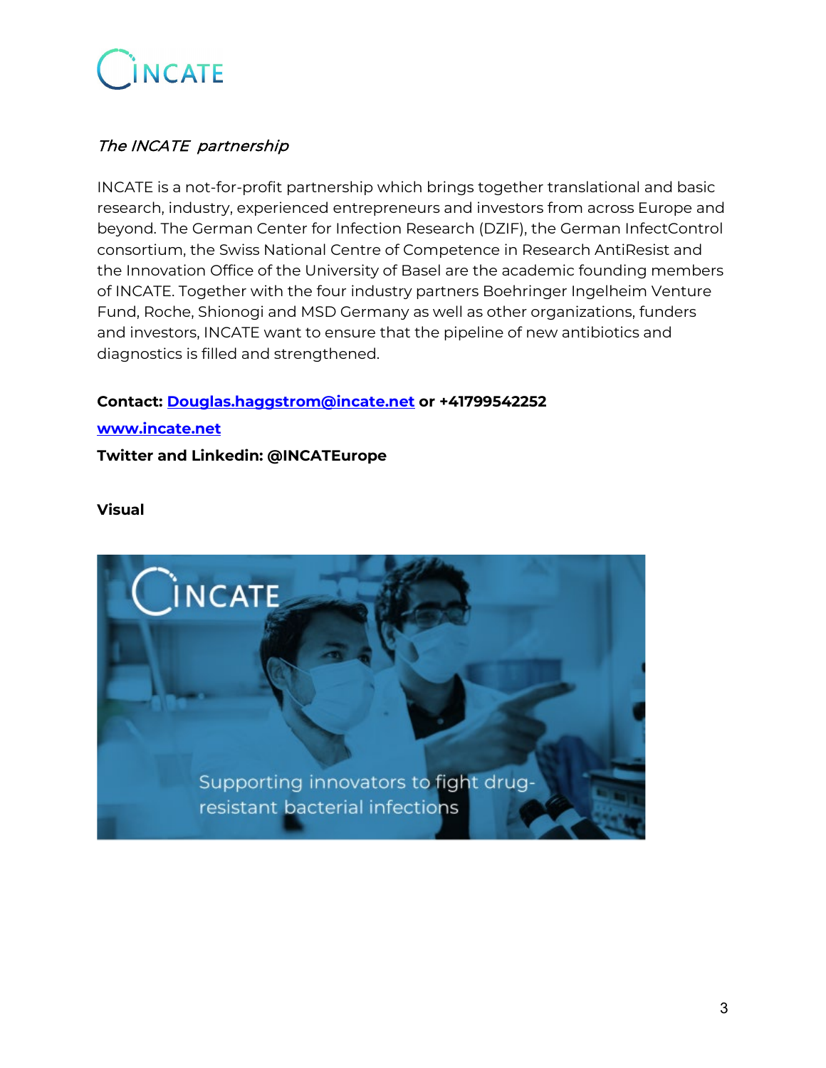*The INCATE partnership*

INCATE is a not-for-profit partnership which brings together translational and basic research, industry, experienced entrepreneurs and investors from across Europe and beyond. The German Center for Infection Research (DZIF), the German InfectControl consortium, the Swiss National Centre of Competence in Research AntiResist and the Innovation Office of the University of Basel are the academic founding members of INCATE. Together with the four industry partners Boehringer Ingelheim Venture Fund, Roche, Shionogi and MSD Germany as well as other organizations, funders and investors, INCATE want to ensure that the pipeline of new antibiotics and diagnostics is filled and strengthened.

**Contact: [Douglas.haggstrom@incate.net](mailto:Douglas.haggstrom@incate.net) or +41799542252**

**[www.incate.net](http://www.incate.net)**

**Twitter and Linkedin: @INCATEurope**

**Visual**